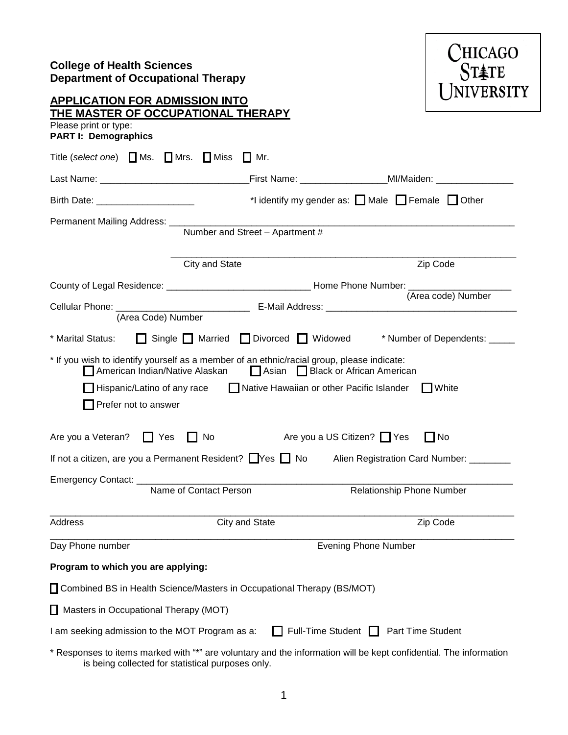**College of Health Sciences**
**Department of Occupational Therapy**

CHICAGO STATE UNIVERSITY

## APPLICATION FOR ADMISSION INTO THE MASTER OF OCCUPATIONAL THERAPY

Please print or type:

**PART I: Demographics**

Title (*select one*) ☐ Ms. ☐ Mrs. ☐ Miss ☐ Mr.

Last Name: ____________________________ First Name: ________________ MI/Maiden: _______________

Birth Date: ___________________ *I identify my gender as: ☐ Male ☐ Female ☐ Other

Permanent Mailing Address: ______________________________________________________________________
Number and Street – Apartment #

______________________________________________________________________
City and State Zip Code

County of Legal Residence: ____________________________ Home Phone Number: ____________________
(Area code) Number

Cellular Phone: ___________________________ E-Mail Address: ______________________________________
(Area Code) Number

* Marital Status: ☐ Single ☐ Married ☐ Divorced ☐ Widowed * Number of Dependents: _____

* If you wish to identify yourself as a member of an ethnic/racial group, please indicate:
☐ American Indian/Native Alaskan ☐ Asian ☐ Black or African American
☐ Hispanic/Latino of any race ☐ Native Hawaiian or other Pacific Islander ☐ White
☐ Prefer not to answer

Are you a Veteran? ☐ Yes ☐ No Are you a US Citizen? ☐ Yes ☐ No

If not a citizen, are you a Permanent Resident? ☐ Yes ☐ No Alien Registration Card Number: ________

Emergency Contact: ______________________________________________________________________
Name of Contact Person Relationship Phone Number

______________________________________________________________________
Address City and State Zip Code

______________________________________________________________________
Day Phone number Evening Phone Number

**Program to which you are applying:**

☐ Combined BS in Health Science/Masters in Occupational Therapy (BS/MOT)

☐ Masters in Occupational Therapy (MOT)

I am seeking admission to the MOT Program as a: ☐ Full-Time Student ☐ Part Time Student

* Responses to items marked with "*" are voluntary and the information will be kept confidential. The information is being collected for statistical purposes only.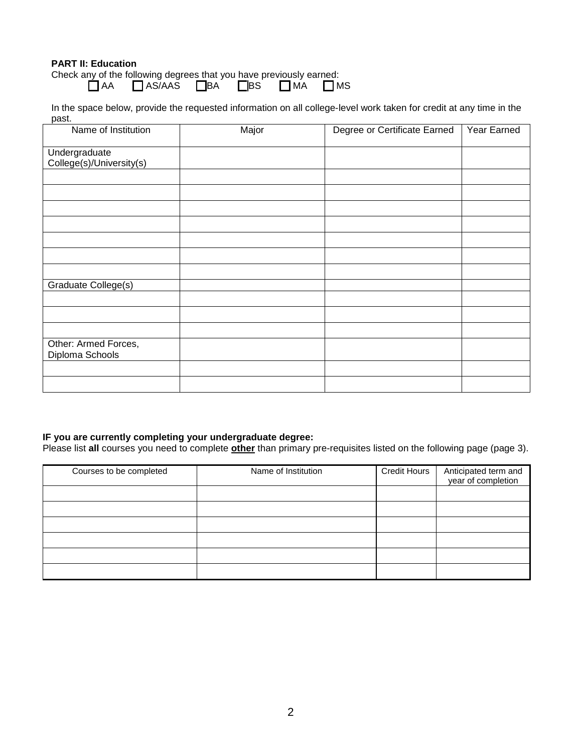**PART II: Education**

Check any of the following degrees that you have previously earned:

☐ AA ☐ AS/AAS ☐ BA ☐ BS ☐ MA ☐ MS

In the space below, provide the requested information on all college-level work taken for credit at any time in the past.

| Name of Institution | Major | Degree or Certificate Earned | Year Earned |
|---|---|---|---|
| Undergraduate College(s)/University(s) | | | |
| | | | |
| | | | |
| | | | |
| | | | |
| | | | |
| | | | |
| | | | |
| Graduate College(s) | | | |
| | | | |
| | | | |
| | | | |
| Other: Armed Forces, Diploma Schools | | | |
| | | | |
| | | | |

**IF you are currently completing your undergraduate degree:**

Please list **all** courses you need to complete **other** than primary pre-requisites listed on the following page (page 3).

| Courses to be completed | Name of Institution | Credit Hours | Anticipated term and year of completion |
|---|---|---|---|
| | | | |
| | | | |
| | | | |
| | | | |
| | | | |
| | | | |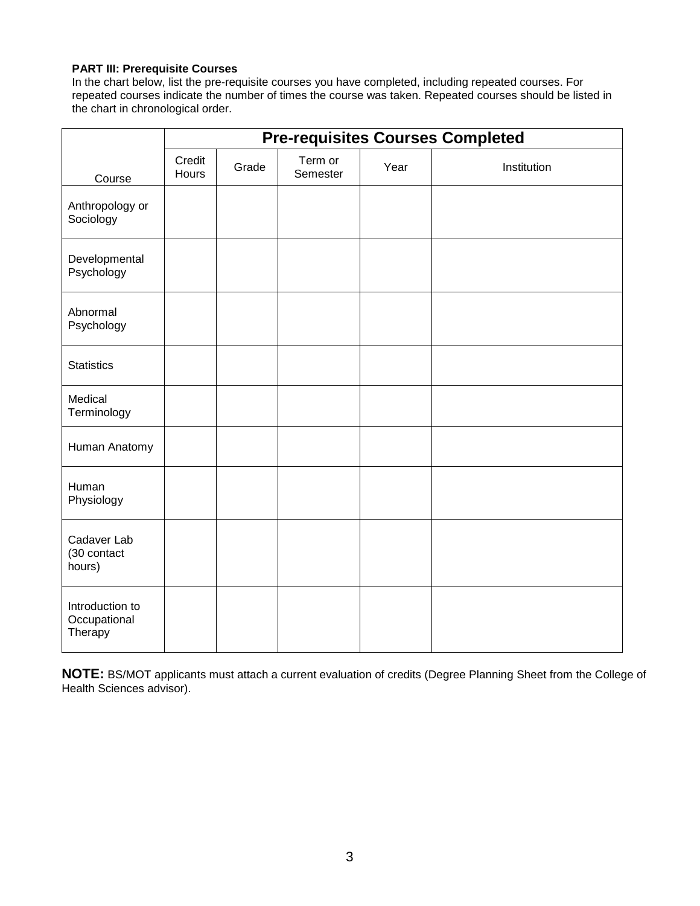**PART III: Prerequisite Courses**

In the chart below, list the pre-requisite courses you have completed, including repeated courses. For repeated courses indicate the number of times the course was taken. Repeated courses should be listed in the chart in chronological order.

| | **Pre-requisites Courses Completed** | | | | |
|---|---|---|---|---|---|
| Course | Credit Hours | Grade | Term or Semester | Year | Institution |
| Anthropology or Sociology | | | | | |
| Developmental Psychology | | | | | |
| Abnormal Psychology | | | | | |
| Statistics | | | | | |
| Medical Terminology | | | | | |
| Human Anatomy | | | | | |
| Human Physiology | | | | | |
| Cadaver Lab (30 contact hours) | | | | | |
| Introduction to Occupational Therapy | | | | | |

**NOTE:** BS/MOT applicants must attach a current evaluation of credits (Degree Planning Sheet from the College of Health Sciences advisor).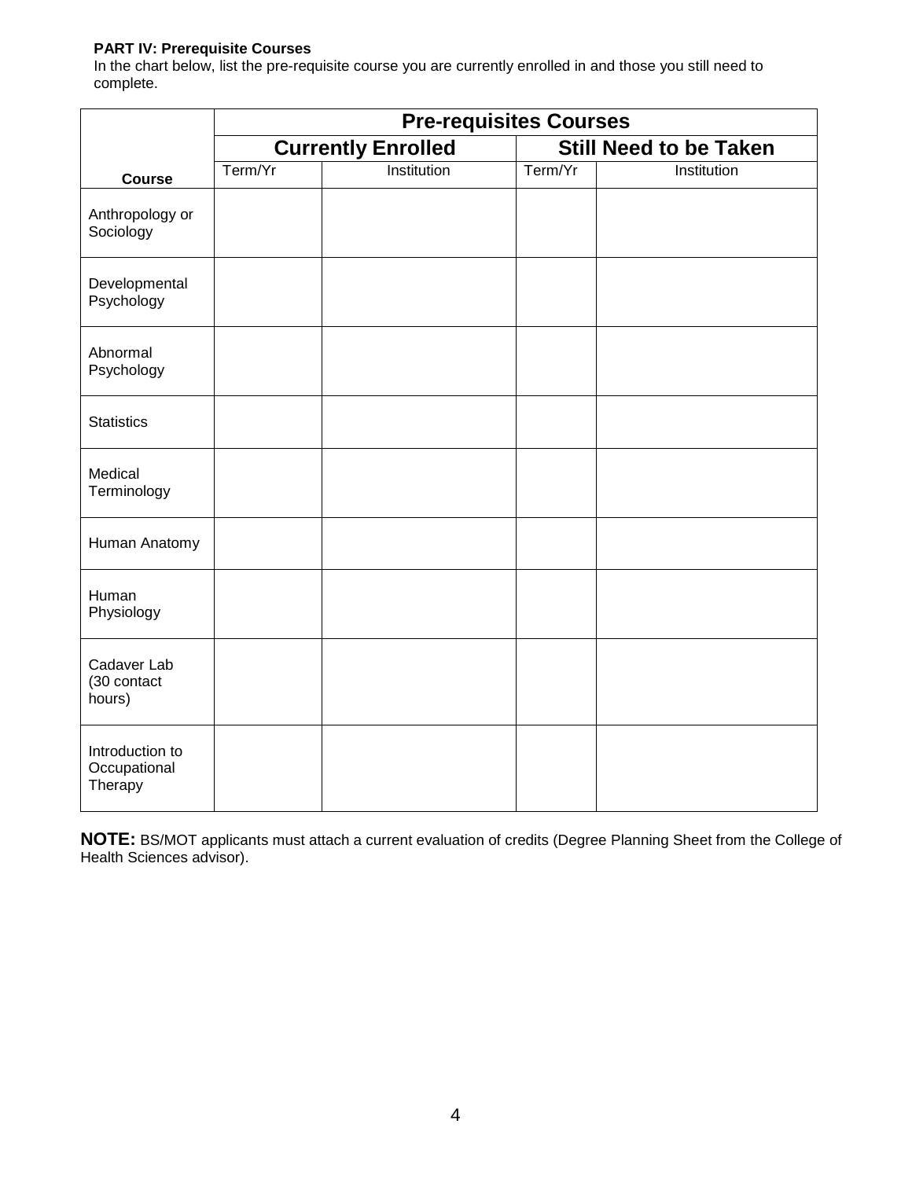**PART IV: Prerequisite Courses**

In the chart below, list the pre-requisite course you are currently enrolled in and those you still need to complete.

| | Pre-requisites Courses | | | |
|---|---|---|---|---|
| | **Currently Enrolled** | | **Still Need to be Taken** | |
| **Course** | Term/Yr | Institution | Term/Yr | Institution |
| Anthropology or Sociology | | | | |
| Developmental Psychology | | | | |
| Abnormal Psychology | | | | |
| Statistics | | | | |
| Medical Terminology | | | | |
| Human Anatomy | | | | |
| Human Physiology | | | | |
| Cadaver Lab (30 contact hours) | | | | |
| Introduction to Occupational Therapy | | | | |

**NOTE:** BS/MOT applicants must attach a current evaluation of credits (Degree Planning Sheet from the College of Health Sciences advisor).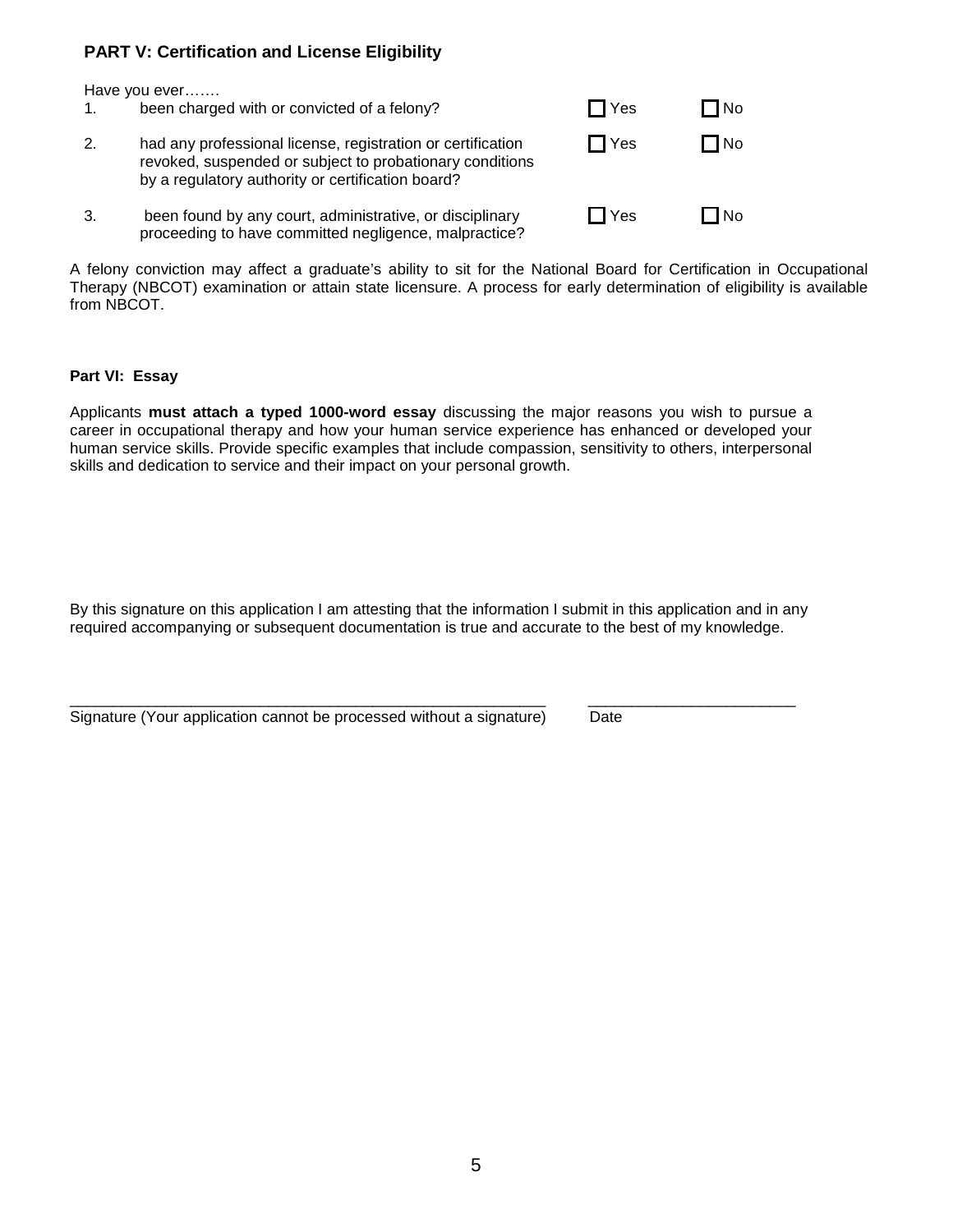## PART V: Certification and License Eligibility

Have you ever…….

| | | | |
|---|---|---|---|
| 1. | been charged with or convicted of a felony? | ☐ Yes | ☐ No |
| 2. | had any professional license, registration or certification revoked, suspended or subject to probationary conditions by a regulatory authority or certification board? | ☐ Yes | ☐ No |
| 3. | been found by any court, administrative, or disciplinary proceeding to have committed negligence, malpractice? | ☐ Yes | ☐ No |

A felony conviction may affect a graduate's ability to sit for the National Board for Certification in Occupational Therapy (NBCOT) examination or attain state licensure. A process for early determination of eligibility is available from NBCOT.

### Part VI: Essay

Applicants **must attach a typed 1000-word essay** discussing the major reasons you wish to pursue a career in occupational therapy and how your human service experience has enhanced or developed your human service skills. Provide specific examples that include compassion, sensitivity to others, interpersonal skills and dedication to service and their impact on your personal growth.

By this signature on this application I am attesting that the information I submit in this application and in any required accompanying or subsequent documentation is true and accurate to the best of my knowledge.

\_\_\_\_\_\_\_\_\_\_\_\_\_\_\_\_\_\_\_\_\_\_\_\_\_\_\_\_\_\_\_\_\_\_\_\_\_\_\_\_\_\_\_\_\_\_\_\_\_\_\_\_\_\_ \_\_\_\_\_\_\_\_\_\_\_\_\_\_\_\_\_\_\_\_\_\_\_\_

Signature (Your application cannot be processed without a signature) Date